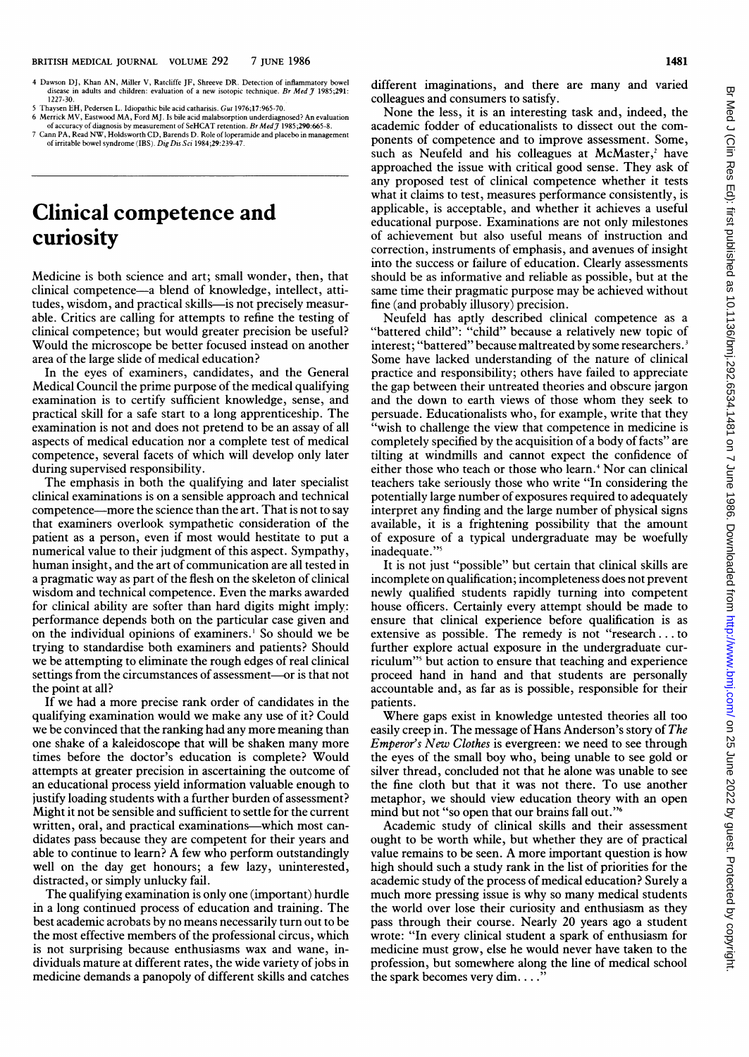4 Dawson DJ, Khan AN, Miller V, Ratcliffe JF, Shreeve DR. Detection of inflammatory bowel disease in adults and children: evaluation of a new isotopic technique. *Br Med J* 1985;291:1227-30.

5 Thaysen EH, Pedersen L. Idiopathic bile acid catharisis. *Gut* 1976;17:965-70.

6 Merrick MV, Eastwood MA, Ford MJ. Is bile acid malabsorption underdiagnosed? An evaluation of accuracy of diagnosis by measurement of SeHCAT retention. *Br Med J* 1985;290:665-8.

7 Cann PA, Read NW, Holdsworth CD, Barends D. Role of loperamide and placebo in management of irritable bowel syndrome (IBS). *Dig Dis Sci* 1984;29:239-47.

# Clinical competence and curiosity

Medicine is both science and art; small wonder, then, that clinical competence—a blend of knowledge, intellect, attitudes, wisdom, and practical skills—is not precisely measurable. Critics are calling for attempts to refine the testing of clinical competence; but would greater precision be useful? Would the microscope be better focused instead on another area of the large slide of medical education?

In the eyes of examiners, candidates, and the General Medical Council the prime purpose of the medical qualifying examination is to certify sufficient knowledge, sense, and practical skill for a safe start to a long apprenticeship. The examination is not and does not pretend to be an assay of all aspects of medical education nor a complete test of medical competence, several facets of which will develop only later during supervised responsibility.

The emphasis in both the qualifying and later specialist clinical examinations is on a sensible approach and technical competence—more the science than the art. That is not to say that examiners overlook sympathetic consideration of the patient as a person, even if most would hesitate to put a numerical value to their judgment of this aspect. Sympathy, human insight, and the art of communication are all tested in a pragmatic way as part of the flesh on the skeleton of clinical wisdom and technical competence. Even the marks awarded for clinical ability are softer than hard digits might imply: performance depends both on the particular case given and on the individual opinions of examiners.[1] So should we be trying to standardise both examiners and patients? Should we be attempting to eliminate the rough edges of real clinical settings from the circumstances of assessment—or is that not the point at all?

If we had a more precise rank order of candidates in the qualifying examination would we make any use of it? Could we be convinced that the ranking had any more meaning than one shake of a kaleidoscope that will be shaken many more times before the doctor's education is complete? Would attempts at greater precision in ascertaining the outcome of an educational process yield information valuable enough to justify loading students with a further burden of assessment? Might it not be sensible and sufficient to settle for the current written, oral, and practical examinations—which most candidates pass because they are competent for their years and able to continue to learn? A few who perform outstandingly well on the day get honours; a few lazy, uninterested, distracted, or simply unlucky fail.

The qualifying examination is only one (important) hurdle in a long continued process of education and training. The best academic acrobats by no means necessarily turn out to be the most effective members of the professional circus, which is not surprising because enthusiasms wax and wane, individuals mature at different rates, the wide variety of jobs in medicine demands a panopoly of different skills and catches different imaginations, and there are many and varied colleagues and consumers to satisfy.

None the less, it is an interesting task and, indeed, the academic fodder of educationalists to dissect out the components of competence and to improve assessment. Some, such as Neufeld and his colleagues at McMaster,[2] have approached the issue with critical good sense. They ask of any proposed test of clinical competence whether it tests what it claims to test, measures performance consistently, is applicable, is acceptable, and whether it achieves a useful educational purpose. Examinations are not only milestones of achievement but also useful means of instruction and correction, instruments of emphasis, and avenues of insight into the success or failure of education. Clearly assessments should be as informative and reliable as possible, but at the same time their pragmatic purpose may be achieved without fine (and probably illusory) precision.

Neufeld has aptly described clinical competence as a "battered child": "child" because a relatively new topic of interest; "battered" because maltreated by some researchers.[3] Some have lacked understanding of the nature of clinical practice and responsibility; others have failed to appreciate the gap between their untreated theories and obscure jargon and the down to earth views of those whom they seek to persuade. Educationalists who, for example, write that they "wish to challenge the view that competence in medicine is completely specified by the acquisition of a body of facts" are tilting at windmills and cannot expect the confidence of either those who teach or those who learn.[4] Nor can clinical teachers take seriously those who write "In considering the potentially large number of exposures required to adequately interpret any finding and the large number of physical signs available, it is a frightening possibility that the amount of exposure of a typical undergraduate may be woefully inadequate."[5]

It is not just "possible" but certain that clinical skills are incomplete on qualification; incompleteness does not prevent newly qualified students rapidly turning into competent house officers. Certainly every attempt should be made to ensure that clinical experience before qualification is as extensive as possible. The remedy is not "research . . . to further explore actual exposure in the undergraduate curriculum"[5] but action to ensure that teaching and experience proceed hand in hand and that students are personally accountable and, as far as is possible, responsible for their patients.

Where gaps exist in knowledge untested theories all too easily creep in. The message of Hans Anderson's story of *The Emperor's New Clothes* is evergreen: we need to see through the eyes of the small boy who, being unable to see gold or silver thread, concluded not that he alone was unable to see the fine cloth but that it was not there. To use another metaphor, we should view education theory with an open mind but not "so open that our brains fall out."[6]

Academic study of clinical skills and their assessment ought to be worth while, but whether they are of practical value remains to be seen. A more important question is how high should such a study rank in the list of priorities for the academic study of the process of medical education? Surely a much more pressing issue is why so many medical students the world over lose their curiosity and enthusiasm as they pass through their course. Nearly 20 years ago a student wrote: "In every clinical student a spark of enthusiasm for medicine must grow, else he would never have taken to the profession, but somewhere along the line of medical school the spark becomes very dim. . . ."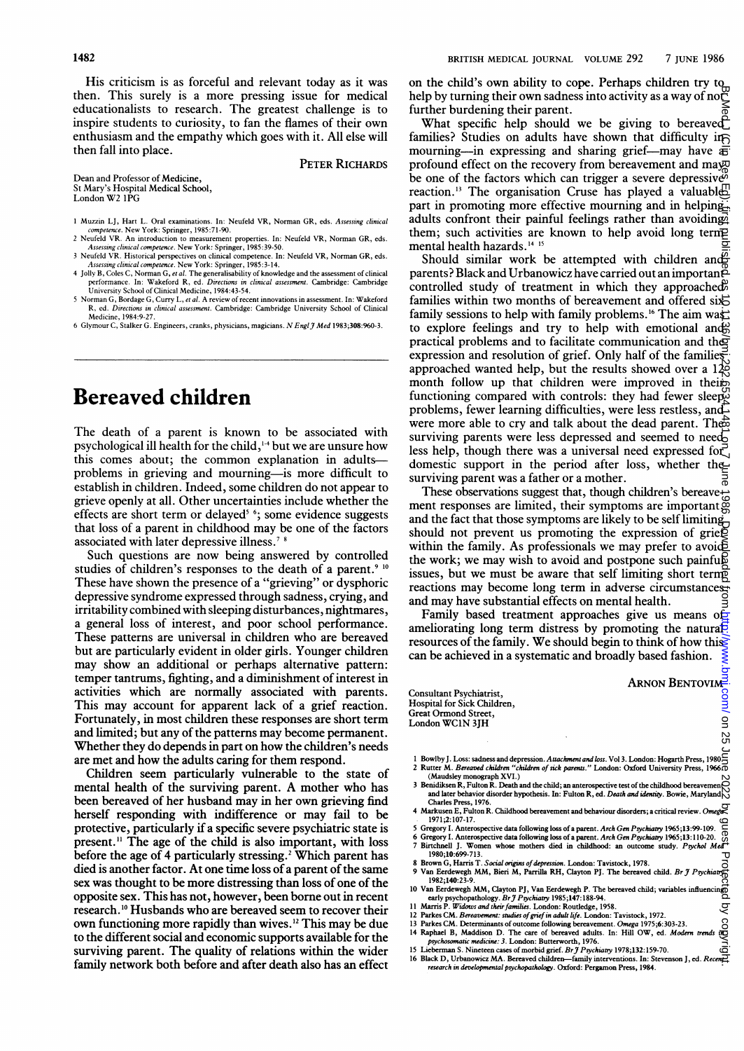His criticism is as forceful and relevant today as it was then. This surely is a more pressing issue for medical educationalists to research. The greatest challenge is to inspire students to curiosity, to fan the flames of their own enthusiasm and the empathy which goes with it. All else will then fall into place.

PETER RICHARDS

Dean and Professor of Medicine,
St Mary's Hospital Medical School,
London W2 1PG

1 Muzzin LJ, Hart L. Oral examinations. In: Neufeld VR, Norman GR, eds. *Assessing clinical competence*. New York: Springer, 1985:71-90.
2 Neufeld VR. An introduction to measurement properties. In: Neufeld VR, Norman GR, eds. *Assessing clinical competence*. New York: Springer, 1985:39-50.
3 Neufeld VR. Historical perspectives on clinical competence. In: Neufeld VR, Norman GR, eds. *Assessing clinical competence*. New York: Springer, 1985:3-14.
4 Jolly B, Coles C, Norman G, *et al*. The generalisability of knowledge and the assessment of clinical performance. In: Wakeford R, ed. *Directions in clinical assessment*. Cambridge: Cambridge University School of Clinical Medicine, 1984:43-54.
5 Norman G, Bordage G, Curry L, *et al*. A review of recent innovations in assessment. In: Wakeford R, ed. *Directions in clinical assessment*. Cambridge: Cambridge University School of Clinical Medicine, 1984:9-27.
6 Glymour C, Stalker G. Engineers, cranks, physicians, magicians. *N Engl J Med* 1983;308:960-3.

# Bereaved children

The death of a parent is known to be associated with psychological ill health for the child,[1-4] but we are unsure how this comes about; the common explanation in adults—problems in grieving and mourning—is more difficult to establish in children. Indeed, some children do not appear to grieve openly at all. Other uncertainties include whether the effects are short term or delayed[5 6]; some evidence suggests that loss of a parent in childhood may be one of the factors associated with later depressive illness.[7 8]

Such questions are now being answered by controlled studies of children's responses to the death of a parent.[9 10] These have shown the presence of a "grieving" or dysphoric depressive syndrome expressed through sadness, crying, and irritability combined with sleeping disturbances, nightmares, a general loss of interest, and poor school performance. These patterns are universal in children who are bereaved but are particularly evident in older girls. Younger children may show an additional or perhaps alternative pattern: temper tantrums, fighting, and a diminishment of interest in activities which are normally associated with parents. This may account for apparent lack of a grief reaction. Fortunately, in most children these responses are short term and limited; but any of the patterns may become permanent. Whether they do depends in part on how the children's needs are met and how the adults caring for them respond.

Children seem particularly vulnerable to the state of mental health of the surviving parent. A mother who has been bereaved of her husband may in her own grieving find herself responding with indifference or may fail to be protective, particularly if a specific severe psychiatric state is present.[11] The age of the child is also important, with loss before the age of 4 particularly stressing.[2] Which parent has died is another factor. At one time loss of a parent of the same sex was thought to be more distressing than loss of one of the opposite sex. This has not, however, been borne out in recent research.[10] Husbands who are bereaved seem to recover their own functioning more rapidly than wives.[12] This may be due to the different social and economic supports available for the surviving parent. The quality of relations within the wider family network both before and after death also has an effect on the child's own ability to cope. Perhaps children try to help by turning their own sadness into activity as a way of not further burdening their parent.

What specific help should we be giving to bereaved families? Studies on adults have shown that difficulty in mourning—in expressing and sharing grief—may have a profound effect on the recovery from bereavement and may be one of the factors which can trigger a severe depressive reaction.[13] The organisation Cruse has played a valuable part in promoting more effective mourning and in helping adults confront their painful feelings rather than avoiding them; such activities are known to help avoid long term mental health hazards.[14 15]

Should similar work be attempted with children and parents? Black and Urbanowicz have carried out an important controlled study of treatment in which they approached families within two months of bereavement and offered six family sessions to help with family problems.[16] The aim was to explore feelings and try to help with emotional and practical problems and to facilitate communication and the expression and resolution of grief. Only half of the families approached wanted help, but the results showed over a 12 month follow up that children were improved in their functioning compared with controls: they had fewer sleep problems, fewer learning difficulties, were less restless, and were more able to cry and talk about the dead parent. The surviving parents were less depressed and seemed to need less help, though there was a universal need expressed for domestic support in the period after loss, whether the surviving parent was a father or a mother.

These observations suggest that, though children's bereavement responses are limited, their symptoms are important and the fact that those symptoms are likely to be self limiting should not prevent us promoting the expression of grief within the family. As professionals we may prefer to avoid the work; we may wish to avoid and postpone such painful issues, but we must be aware that self limiting short term reactions may become long term in adverse circumstances and may have substantial effects on mental health.

Family based treatment approaches give us means of ameliorating long term distress by promoting the natural resources of the family. We should begin to think of how this can be achieved in a systematic and broadly based fashion.

ARNON BENTOVIM

Consultant Psychiatrist,
Hospital for Sick Children,
Great Ormond Street,
London WC1N 3JH

1 Bowlby J. Loss: sadness and depression. *Attachment and loss*. Vol 3. London: Hogarth Press, 1980.
2 Rutter M. *Bereaved children "children of sick parents."* London: Oxford University Press, 1966. (Maudsley monograph XVI.)
3 Benidiksen R, Fulton R. Death and the child; an anterospective test of the childhood bereavement and later behavior disorder hypothesis. In: Fulton R, ed. *Death and identity*. Bowie, Maryland: Charles Press, 1976.
4 Markusen E, Fulton R. Childhood bereavement and behaviour disorders; a critical review. *Omega* 1971;2:107-17.
5 Gregory I. Anterospective data following loss of a parent. *Arch Gen Psychiatry* 1965;13:99-109.
6 Gregory I. Anterospective data following loss of a parent. *Arch Gen Psychiatry* 1965;13:110-20.
7 Birtchnell J. Women whose mothers died in childhood: an outcome study. *Psychol Med* 1980;10:699-713.
8 Brown G, Harris T. *Social origins of depression*. London: Tavistock, 1978.
9 Van Eerdewegh MM, Bieri M, Parrilla RH, Clayton PJ. The bereaved child. *Br J Psychiatry* 1982;140:23-9.
10 Van Eerdewegh MM, Clayton PJ, Van Eerdewegh P. The bereaved child; variables influencing early psychopathology. *Br J Psychiatry* 1985;147:188-94.
11 Marris P. *Widows and their families*. London: Routledge, 1958.
12 Parkes CM. *Bereavement: studies of grief in adult life*. London: Tavistock, 1972.
13 Parkes CM. Determinants of outcome following bereavement. *Omega* 1975;6:303-23.
14 Raphael B, Maddison D. The care of bereaved adults. In: Hill OW, ed. *Modern trends in psychosomatic medicine: 3*. London: Butterworth, 1976.
15 Lieberman S. Nineteen cases of morbid grief. *Br J Psychiatry* 1978;132:159-70.
16 Black D, Urbanowicz MA. Bereaved children—family interventions. In: Stevenson J, ed. *Recent research in developmental psychopathology*. Oxford: Pergamon Press, 1984.